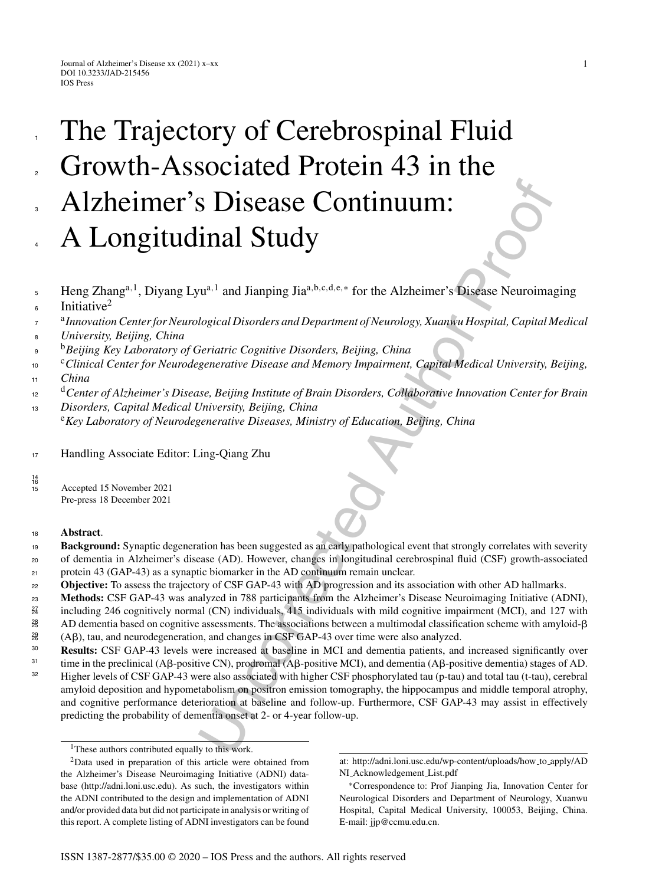# The Trajectory of Cerebrospinal Fluid Growth-Associated Protein 43 in the Alzheimer's Disease Continuum: A Longitudinal Study

Heng Zhang[a,1], Diyang Lyu[a,1] and Jianping Jia[a,b,c,d,e,*] for the Alzheimer's Disease Neuroimaging Initiative[2]

[a] *Innovation Center for Neurological Disorders and Department of Neurology, Xuanwu Hospital, Capital Medical University, Beijing, China*
[b] *Beijing Key Laboratory of Geriatric Cognitive Disorders, Beijing, China*
[c] *Clinical Center for Neurodegenerative Disease and Memory Impairment, Capital Medical University, Beijing, China*
[d] *Center of Alzheimer's Disease, Beijing Institute of Brain Disorders, Collaborative Innovation Center for Brain Disorders, Capital Medical University, Beijing, China*
[e] *Key Laboratory of Neurodegenerative Diseases, Ministry of Education, Beijing, China*

Handling Associate Editor: Ling-Qiang Zhu

Accepted 15 November 2021
Pre-press 18 December 2021

**Abstract**.

**Background:** Synaptic degeneration has been suggested as an early pathological event that strongly correlates with severity of dementia in Alzheimer's disease (AD). However, changes in longitudinal cerebrospinal fluid (CSF) growth-associated protein 43 (GAP-43) as a synaptic biomarker in the AD continuum remain unclear.

**Objective:** To assess the trajectory of CSF GAP-43 with AD progression and its association with other AD hallmarks.

**Methods:** CSF GAP-43 was analyzed in 788 participants from the Alzheimer's Disease Neuroimaging Initiative (ADNI), including 246 cognitively normal (CN) individuals, 415 individuals with mild cognitive impairment (MCI), and 127 with AD dementia based on cognitive assessments. The associations between a multimodal classification scheme with amyloid-β (Aβ), tau, and neurodegeneration, and changes in CSF GAP-43 over time were also analyzed.

**Results:** CSF GAP-43 levels were increased at baseline in MCI and dementia patients, and increased significantly over time in the preclinical (Aβ-positive CN), prodromal (Aβ-positive MCI), and dementia (Aβ-positive dementia) stages of AD. Higher levels of CSF GAP-43 were also associated with higher CSF phosphorylated tau (p-tau) and total tau (t-tau), cerebral amyloid deposition and hypometabolism on positron emission tomography, the hippocampus and middle temporal atrophy, and cognitive performance deterioration at baseline and follow-up. Furthermore, CSF GAP-43 may assist in effectively predicting the probability of dementia onset at 2- or 4-year follow-up.

---

[1] These authors contributed equally to this work.

[2] Data used in preparation of this article were obtained from the Alzheimer's Disease Neuroimaging Initiative (ADNI) database (http://adni.loni.usc.edu). As such, the investigators within the ADNI contributed to the design and implementation of ADNI and/or provided data but did not participate in analysis or writing of this report. A complete listing of ADNI investigators can be found at: http://adni.loni.usc.edu/wp-content/uploads/how_to_apply/ADNI_Acknowledgement_List.pdf

*Correspondence to: Prof Jianping Jia, Innovation Center for Neurological Disorders and Department of Neurology, Xuanwu Hospital, Capital Medical University, 100053, Beijing, China. E-mail: jjp@ccmu.edu.cn.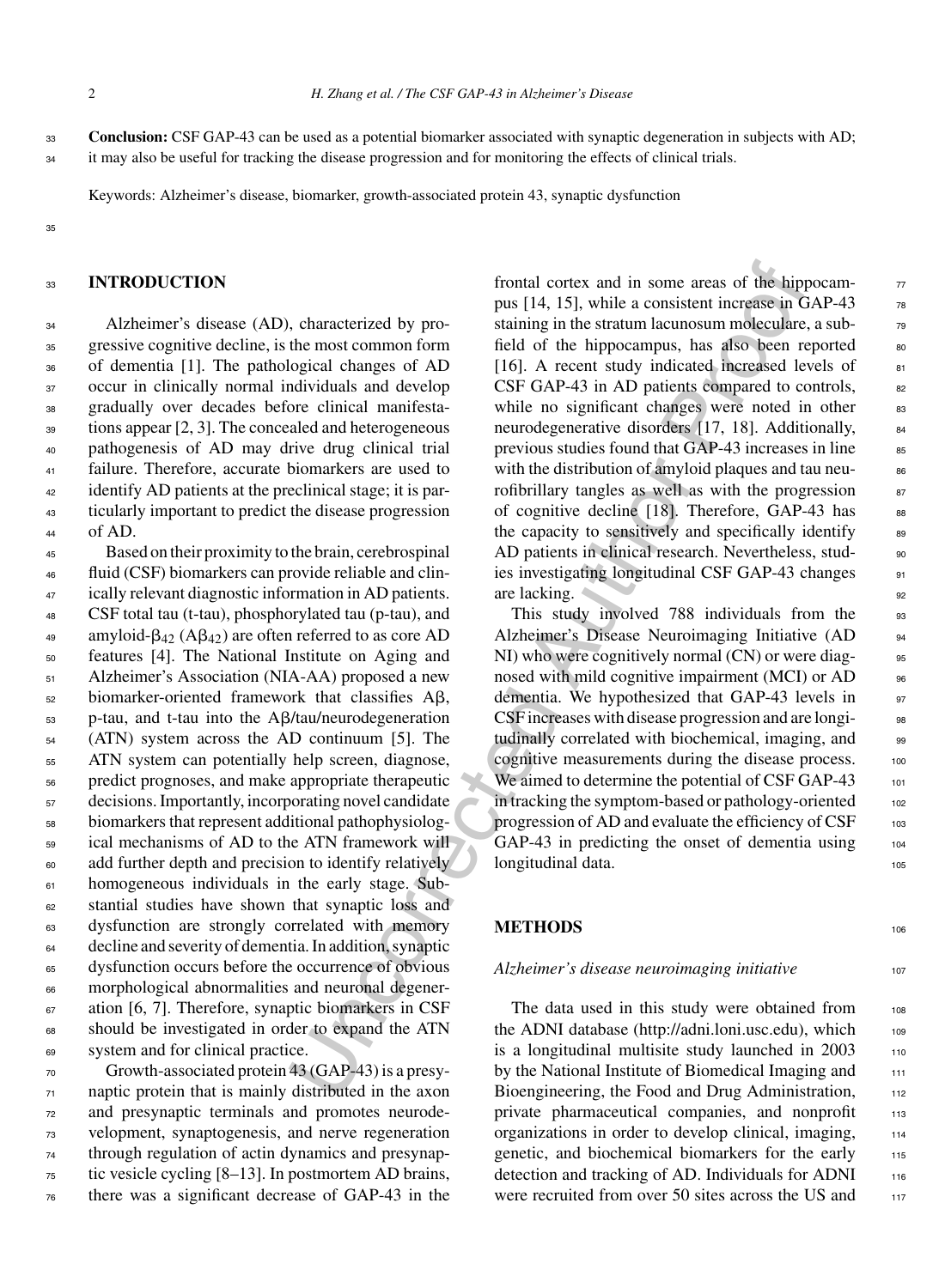**Conclusion:** CSF GAP-43 can be used as a potential biomarker associated with synaptic degeneration in subjects with AD; it may also be useful for tracking the disease progression and for monitoring the effects of clinical trials.

Keywords: Alzheimer's disease, biomarker, growth-associated protein 43, synaptic dysfunction

## INTRODUCTION

Alzheimer's disease (AD), characterized by progressive cognitive decline, is the most common form of dementia [1]. The pathological changes of AD occur in clinically normal individuals and develop gradually over decades before clinical manifestations appear [2, 3]. The concealed and heterogeneous pathogenesis of AD may drive drug clinical trial failure. Therefore, accurate biomarkers are used to identify AD patients at the preclinical stage; it is particularly important to predict the disease progression of AD.

Based on their proximity to the brain, cerebrospinal fluid (CSF) biomarkers can provide reliable and clinically relevant diagnostic information in AD patients. CSF total tau (t-tau), phosphorylated tau (p-tau), and amyloid-$\beta_{42}$ (A$\beta_{42}$) are often referred to as core AD features [4]. The National Institute on Aging and Alzheimer's Association (NIA-AA) proposed a new biomarker-oriented framework that classifies A$\beta$, p-tau, and t-tau into the A$\beta$/tau/neurodegeneration (ATN) system across the AD continuum [5]. The ATN system can potentially help screen, diagnose, predict prognoses, and make appropriate therapeutic decisions. Importantly, incorporating novel candidate biomarkers that represent additional pathophysiological mechanisms of AD to the ATN framework will add further depth and precision to identify relatively homogeneous individuals in the early stage. Substantial studies have shown that synaptic loss and dysfunction are strongly correlated with memory decline and severity of dementia. In addition, synaptic dysfunction occurs before the occurrence of obvious morphological abnormalities and neuronal degeneration [6, 7]. Therefore, synaptic biomarkers in CSF should be investigated in order to expand the ATN system and for clinical practice.

Growth-associated protein 43 (GAP-43) is a presynaptic protein that is mainly distributed in the axon and presynaptic terminals and promotes neurodevelopment, synaptogenesis, and nerve regeneration through regulation of actin dynamics and presynaptic vesicle cycling [8–13]. In postmortem AD brains, there was a significant decrease of GAP-43 in the frontal cortex and in some areas of the hippocampus [14, 15], while a consistent increase in GAP-43 staining in the stratum lacunosum moleculare, a subfield of the hippocampus, has also been reported [16]. A recent study indicated increased levels of CSF GAP-43 in AD patients compared to controls, while no significant changes were noted in other neurodegenerative disorders [17, 18]. Additionally, previous studies found that GAP-43 increases in line with the distribution of amyloid plaques and tau neurofibrillary tangles as well as with the progression of cognitive decline [18]. Therefore, GAP-43 has the capacity to sensitively and specifically identify AD patients in clinical research. Nevertheless, studies investigating longitudinal CSF GAP-43 changes are lacking.

This study involved 788 individuals from the Alzheimer's Disease Neuroimaging Initiative (ADNI) who were cognitively normal (CN) or were diagnosed with mild cognitive impairment (MCI) or AD dementia. We hypothesized that GAP-43 levels in CSF increases with disease progression and are longitudinally correlated with biochemical, imaging, and cognitive measurements during the disease process. We aimed to determine the potential of CSF GAP-43 in tracking the symptom-based or pathology-oriented progression of AD and evaluate the efficiency of CSF GAP-43 in predicting the onset of dementia using longitudinal data.

## METHODS

### *Alzheimer's disease neuroimaging initiative*

The data used in this study were obtained from the ADNI database (http://adni.loni.usc.edu), which is a longitudinal multisite study launched in 2003 by the National Institute of Biomedical Imaging and Bioengineering, the Food and Drug Administration, private pharmaceutical companies, and nonprofit organizations in order to develop clinical, imaging, genetic, and biochemical biomarkers for the early detection and tracking of AD. Individuals for ADNI were recruited from over 50 sites across the US and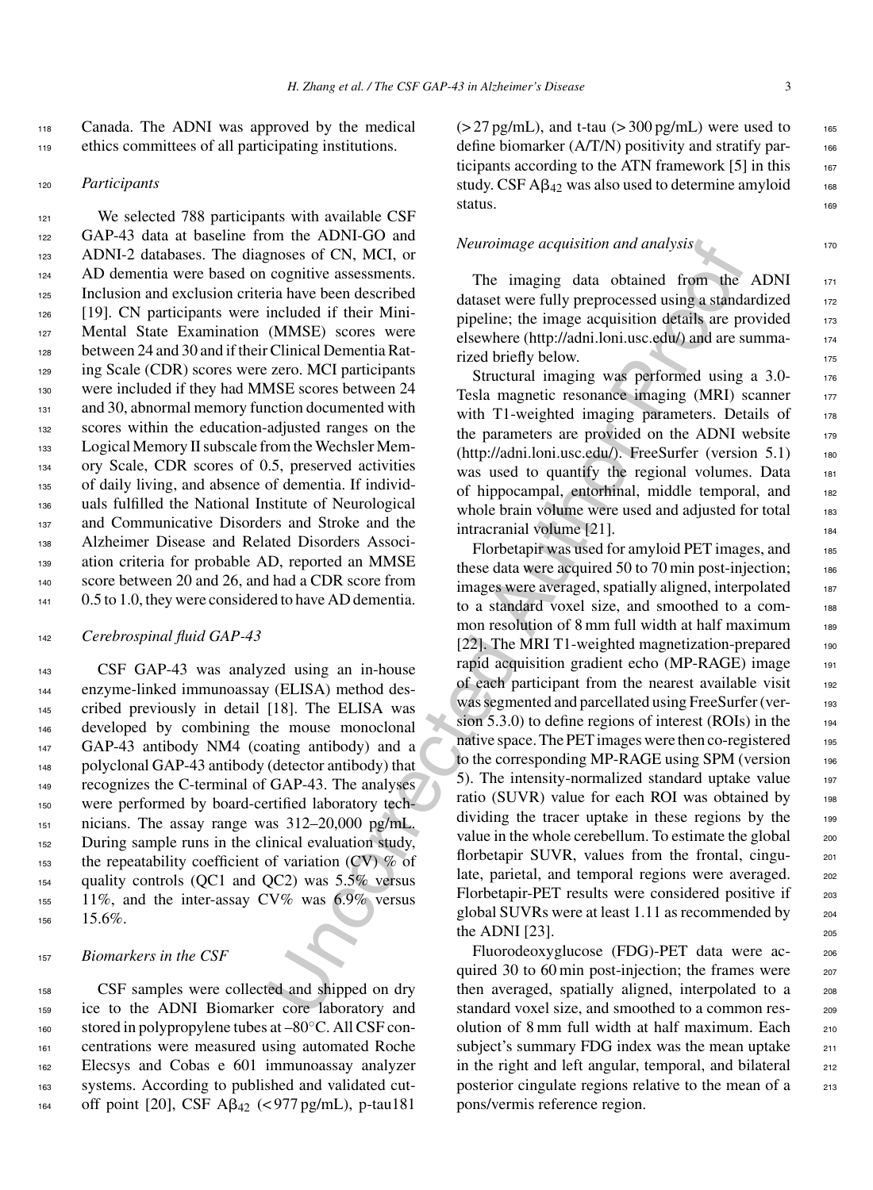Canada. The ADNI was approved by the medical ethics committees of all participating institutions.

### *Participants*

We selected 788 participants with available CSF GAP-43 data at baseline from the ADNI-GO and ADNI-2 databases. The diagnoses of CN, MCI, or AD dementia were based on cognitive assessments. Inclusion and exclusion criteria have been described [19]. CN participants were included if their Mini-Mental State Examination (MMSE) scores were between 24 and 30 and if their Clinical Dementia Rating Scale (CDR) scores were zero. MCI participants were included if they had MMSE scores between 24 and 30, abnormal memory function documented with scores within the education-adjusted ranges on the Logical Memory II subscale from the Wechsler Memory Scale, CDR scores of 0.5, preserved activities of daily living, and absence of dementia. If individuals fulfilled the National Institute of Neurological and Communicative Disorders and Stroke and the Alzheimer Disease and Related Disorders Association criteria for probable AD, reported an MMSE score between 20 and 26, and had a CDR score from 0.5 to 1.0, they were considered to have AD dementia.

### *Cerebrospinal fluid GAP-43*

CSF GAP-43 was analyzed using an in-house enzyme-linked immunoassay (ELISA) method described previously in detail [18]. The ELISA was developed by combining the mouse monoclonal GAP-43 antibody NM4 (coating antibody) and a polyclonal GAP-43 antibody (detector antibody) that recognizes the C-terminal of GAP-43. The analyses were performed by board-certified laboratory technicians. The assay range was 312–20,000 pg/mL. During sample runs in the clinical evaluation study, the repeatability coefficient of variation (CV) % of quality controls (QC1 and QC2) was 5.5% versus 11%, and the inter-assay CV% was 6.9% versus 15.6%.

### *Biomarkers in the CSF*

CSF samples were collected and shipped on dry ice to the ADNI Biomarker core laboratory and stored in polypropylene tubes at –80°C. All CSF concentrations were measured using automated Roche Elecsys and Cobas e 601 immunoassay analyzer systems. According to published and validated cutoff point [20], CSF $A\beta_{42}$ (< 977 pg/mL), p-tau181 (> 27 pg/mL), and t-tau (> 300 pg/mL) were used to define biomarker (A/T/N) positivity and stratify participants according to the ATN framework [5] in this study. CSF $A\beta_{42}$ was also used to determine amyloid status.

### *Neuroimage acquisition and analysis*

The imaging data obtained from the ADNI dataset were fully preprocessed using a standardized pipeline; the image acquisition details are provided elsewhere (http://adni.loni.usc.edu/) and are summarized briefly below.

Structural imaging was performed using a 3.0-Tesla magnetic resonance imaging (MRI) scanner with T1-weighted imaging parameters. Details of the parameters are provided on the ADNI website (http://adni.loni.usc.edu/). FreeSurfer (version 5.1) was used to quantify the regional volumes. Data of hippocampal, entorhinal, middle temporal, and whole brain volume were used and adjusted for total intracranial volume [21].

Florbetapir was used for amyloid PET images, and these data were acquired 50 to 70 min post-injection; images were averaged, spatially aligned, interpolated to a standard voxel size, and smoothed to a common resolution of 8 mm full width at half maximum [22]. The MRI T1-weighted magnetization-prepared rapid acquisition gradient echo (MP-RAGE) image of each participant from the nearest available visit was segmented and parcellated using FreeSurfer (version 5.3.0) to define regions of interest (ROIs) in the native space. The PET images were then co-registered to the corresponding MP-RAGE using SPM (version 5). The intensity-normalized standard uptake value ratio (SUVR) value for each ROI was obtained by dividing the tracer uptake in these regions by the value in the whole cerebellum. To estimate the global florbetapir SUVR, values from the frontal, cingulate, parietal, and temporal regions were averaged. Florbetapir-PET results were considered positive if global SUVRs were at least 1.11 as recommended by the ADNI [23].

Fluorodeoxyglucose (FDG)-PET data were acquired 30 to 60 min post-injection; the frames were then averaged, spatially aligned, interpolated to a standard voxel size, and smoothed to a common resolution of 8 mm full width at half maximum. Each subject's summary FDG index was the mean uptake in the right and left angular, temporal, and bilateral posterior cingulate regions relative to the mean of a pons/vermis reference region.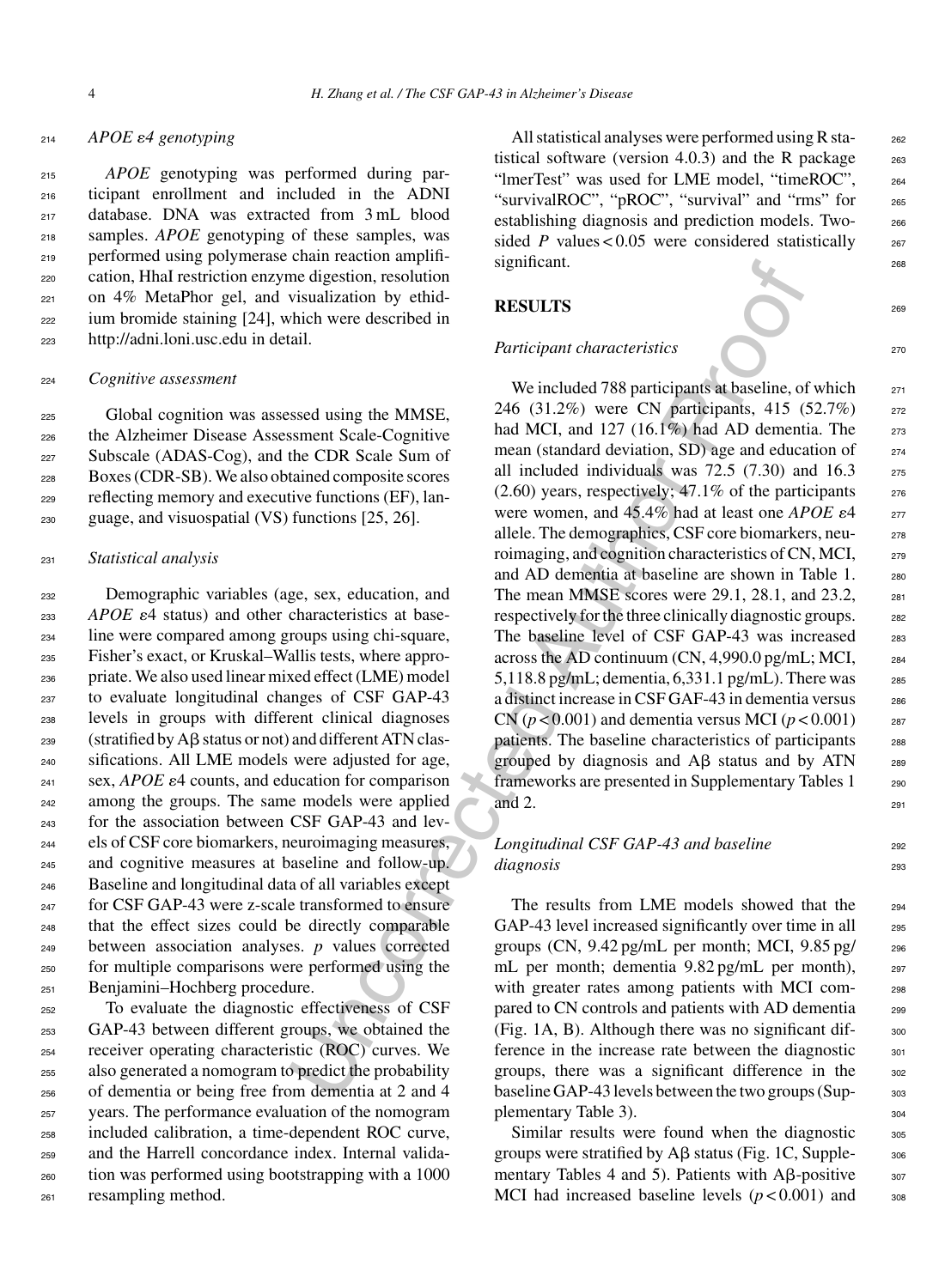### *APOE ε4 genotyping*

*APOE* genotyping was performed during participant enrollment and included in the ADNI database. DNA was extracted from 3 mL blood samples. *APOE* genotyping of these samples, was performed using polymerase chain reaction amplification, HhaI restriction enzyme digestion, resolution on 4% MetaPhor gel, and visualization by ethidium bromide staining [24], which were described in http://adni.loni.usc.edu in detail.

### *Cognitive assessment*

Global cognition was assessed using the MMSE, the Alzheimer Disease Assessment Scale-Cognitive Subscale (ADAS-Cog), and the CDR Scale Sum of Boxes (CDR-SB). We also obtained composite scores reflecting memory and executive functions (EF), language, and visuospatial (VS) functions [25, 26].

### *Statistical analysis*

Demographic variables (age, sex, education, and *APOE* ε4 status) and other characteristics at baseline were compared among groups using chi-square, Fisher's exact, or Kruskal–Wallis tests, where appropriate. We also used linear mixed effect (LME) model to evaluate longitudinal changes of CSF GAP-43 levels in groups with different clinical diagnoses (stratified by Aβ status or not) and different ATN classifications. All LME models were adjusted for age, sex, *APOE* ε4 counts, and education for comparison among the groups. The same models were applied for the association between CSF GAP-43 and levels of CSF core biomarkers, neuroimaging measures, and cognitive measures at baseline and follow-up. Baseline and longitudinal data of all variables except for CSF GAP-43 were z-scale transformed to ensure that the effect sizes could be directly comparable between association analyses. *p* values corrected for multiple comparisons were performed using the Benjamini–Hochberg procedure.

To evaluate the diagnostic effectiveness of CSF GAP-43 between different groups, we obtained the receiver operating characteristic (ROC) curves. We also generated a nomogram to predict the probability of dementia or being free from dementia at 2 and 4 years. The performance evaluation of the nomogram included calibration, a time-dependent ROC curve, and the Harrell concordance index. Internal validation was performed using bootstrapping with a 1000 resampling method.

All statistical analyses were performed using R statistical software (version 4.0.3) and the R package "lmerTest" was used for LME model, "timeROC", "survivalROC", "pROC", "survival" and "rms" for establishing diagnosis and prediction models. Two-sided *P* values < 0.05 were considered statistically significant.

## RESULTS

### *Participant characteristics*

We included 788 participants at baseline, of which 246 (31.2%) were CN participants, 415 (52.7%) had MCI, and 127 (16.1%) had AD dementia. The mean (standard deviation, SD) age and education of all included individuals was 72.5 (7.30) and 16.3 (2.60) years, respectively; 47.1% of the participants were women, and 45.4% had at least one *APOE* ε4 allele. The demographics, CSF core biomarkers, neuroimaging, and cognition characteristics of CN, MCI, and AD dementia at baseline are shown in Table 1. The mean MMSE scores were 29.1, 28.1, and 23.2, respectively for the three clinically diagnostic groups. The baseline level of CSF GAP-43 was increased across the AD continuum (CN, 4,990.0 pg/mL; MCI, 5,118.8 pg/mL; dementia, 6,331.1 pg/mL). There was a distinct increase in CSF GAF-43 in dementia versus CN ($p < 0.001$) and dementia versus MCI ($p < 0.001$) patients. The baseline characteristics of participants grouped by diagnosis and Aβ status and by ATN frameworks are presented in Supplementary Tables 1 and 2.

### *Longitudinal CSF GAP-43 and baseline diagnosis*

The results from LME models showed that the GAP-43 level increased significantly over time in all groups (CN, 9.42 pg/mL per month; MCI, 9.85 pg/mL per month; dementia 9.82 pg/mL per month), with greater rates among patients with MCI compared to CN controls and patients with AD dementia (Fig. 1A, B). Although there was no significant difference in the increase rate between the diagnostic groups, there was a significant difference in the baseline GAP-43 levels between the two groups (Supplementary Table 3).

Similar results were found when the diagnostic groups were stratified by Aβ status (Fig. 1C, Supplementary Tables 4 and 5). Patients with Aβ-positive MCI had increased baseline levels ($p < 0.001$) and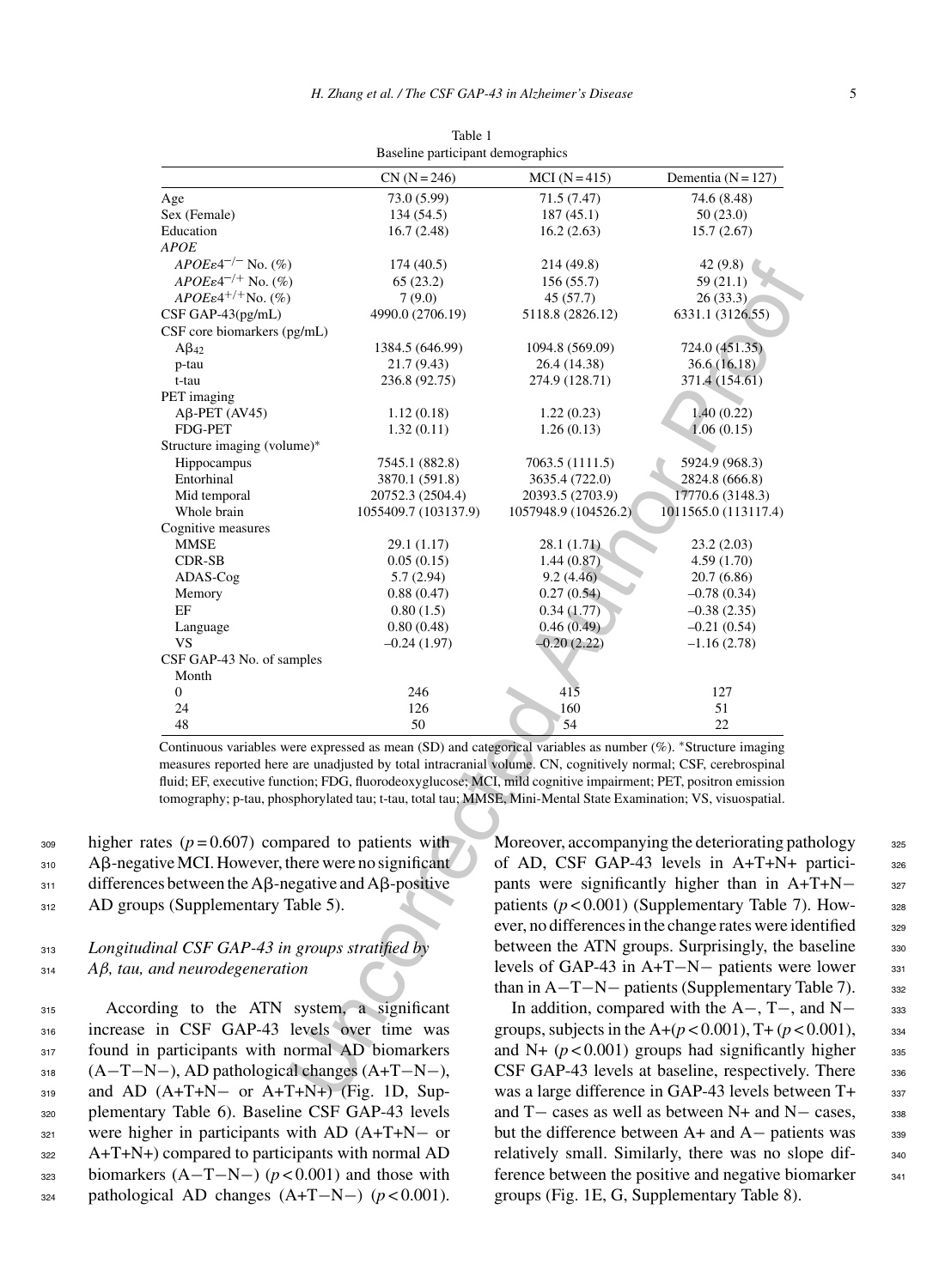Table 1
Baseline participant demographics

| | CN (N = 246) | MCI (N = 415) | Dementia (N = 127) |
|---|---|---|---|
| Age | 73.0 (5.99) | 71.5 (7.47) | 74.6 (8.48) |
| Sex (Female) | 134 (54.5) | 187 (45.1) | 50 (23.0) |
| Education | 16.7 (2.48) | 16.2 (2.63) | 15.7 (2.67) |
| *APOE* | | | |
| $APOE\varepsilon4^{-/-}$ No. (%) | 174 (40.5) | 214 (49.8) | 42 (9.8) |
| $APOE\varepsilon4^{-/+}$ No. (%) | 65 (23.2) | 156 (55.7) | 59 (21.1) |
| $APOE\varepsilon4^{+/+}$No. (%) | 7 (9.0) | 45 (57.7) | 26 (33.3) |
| CSF GAP-43(pg/mL) | 4990.0 (2706.19) | 5118.8 (2826.12) | 6331.1 (3126.55) |
| CSF core biomarkers (pg/mL) | | | |
| $A\beta_{42}$ | 1384.5 (646.99) | 1094.8 (569.09) | 724.0 (451.35) |
| p-tau | 21.7 (9.43) | 26.4 (14.38) | 36.6 (16.18) |
| t-tau | 236.8 (92.75) | 274.9 (128.71) | 371.4 (154.61) |
| PET imaging | | | |
| Aβ-PET (AV45) | 1.12 (0.18) | 1.22 (0.23) | 1.40 (0.22) |
| FDG-PET | 1.32 (0.11) | 1.26 (0.13) | 1.06 (0.15) |
| Structure imaging (volume)* | | | |
| Hippocampus | 7545.1 (882.8) | 7063.5 (1111.5) | 5924.9 (968.3) |
| Entorhinal | 3870.1 (591.8) | 3635.4 (722.0) | 2824.8 (666.8) |
| Mid temporal | 20752.3 (2504.4) | 20393.5 (2703.9) | 17770.6 (3148.3) |
| Whole brain | 1055409.7 (103137.9) | 1057948.9 (104526.2) | 1011565.0 (113117.4) |
| Cognitive measures | | | |
| MMSE | 29.1 (1.17) | 28.1 (1.71) | 23.2 (2.03) |
| CDR-SB | 0.05 (0.15) | 1.44 (0.87) | 4.59 (1.70) |
| ADAS-Cog | 5.7 (2.94) | 9.2 (4.46) | 20.7 (6.86) |
| Memory | 0.88 (0.47) | 0.27 (0.54) | –0.78 (0.34) |
| EF | 0.80 (1.5) | 0.34 (1.77) | –0.38 (2.35) |
| Language | 0.80 (0.48) | 0.46 (0.49) | –0.21 (0.54) |
| VS | –0.24 (1.97) | –0.20 (2.22) | –1.16 (2.78) |
| CSF GAP-43 No. of samples | | | |
| Month | | | |
| 0 | 246 | 415 | 127 |
| 24 | 126 | 160 | 51 |
| 48 | 50 | 54 | 22 |

Continuous variables were expressed as mean (SD) and categorical variables as number (%). *Structure imaging measures reported here are unadjusted by total intracranial volume. CN, cognitively normal; CSF, cerebrospinal fluid; EF, executive function; FDG, fluorodeoxyglucose; MCI, mild cognitive impairment; PET, positron emission tomography; p-tau, phosphorylated tau; t-tau, total tau; MMSE, Mini-Mental State Examination; VS, visuospatial.

higher rates ($p = 0.607$) compared to patients with Aβ-negative MCI. However, there were no significant differences between the Aβ-negative and Aβ-positive AD groups (Supplementary Table 5).

### *Longitudinal CSF GAP-43 in groups stratified by Aβ, tau, and neurodegeneration*

According to the ATN system, a significant increase in CSF GAP-43 levels over time was found in participants with normal AD biomarkers (A−T−N−), AD pathological changes (A+T−N−), and AD (A+T+N− or A+T+N+) (Fig. 1D, Supplementary Table 6). Baseline CSF GAP-43 levels were higher in participants with AD (A+T+N− or A+T+N+) compared to participants with normal AD biomarkers (A−T−N−) ($p < 0.001$) and those with pathological AD changes (A+T−N−) ($p < 0.001$). Moreover, accompanying the deteriorating pathology of AD, CSF GAP-43 levels in A+T+N+ participants were significantly higher than in A+T+N− patients ($p < 0.001$) (Supplementary Table 7). However, no differences in the change rates were identified between the ATN groups. Surprisingly, the baseline levels of GAP-43 in A+T−N− patients were lower than in A−T−N− patients (Supplementary Table 7).

In addition, compared with the A−, T−, and N− groups, subjects in the A+($p < 0.001$), T+ ($p < 0.001$), and N+ ($p < 0.001$) groups had significantly higher CSF GAP-43 levels at baseline, respectively. There was a large difference in GAP-43 levels between T+ and T− cases as well as between N+ and N− cases, but the difference between A+ and A− patients was relatively small. Similarly, there was no slope difference between the positive and negative biomarker groups (Fig. 1E, G, Supplementary Table 8).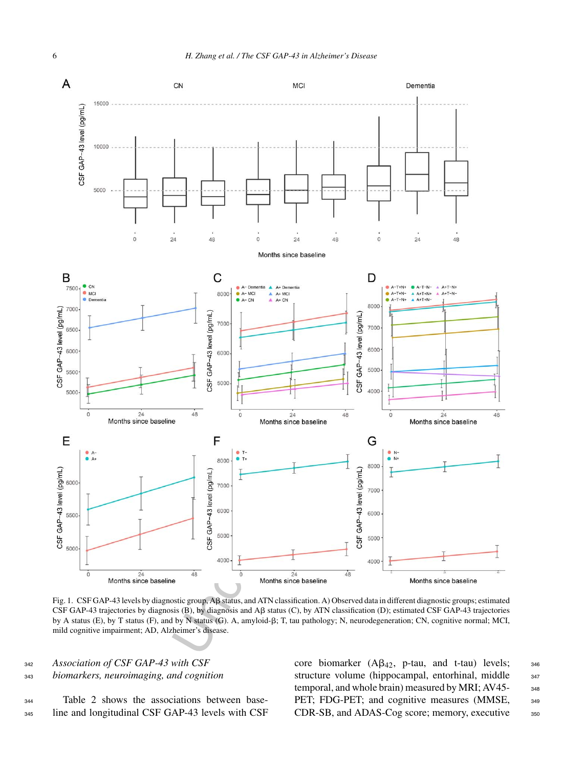Fig. 1. CSF GAP-43 levels by diagnostic group, Aβ status, and ATN classification. A) Observed data in different diagnostic groups; estimated CSF GAP-43 trajectories by diagnosis (B), by diagnosis and Aβ status (C), by ATN classification (D); estimated CSF GAP-43 trajectories by A status (E), by T status (F), and by N status (G). A, amyloid-β; T, tau pathology; N, neurodegeneration; CN, cognitive normal; MCI, mild cognitive impairment; AD, Alzheimer's disease.

### *Association of CSF GAP-43 with CSF biomarkers, neuroimaging, and cognition*

Table 2 shows the associations between baseline and longitudinal CSF GAP-43 levels with CSF core biomarker ($A\beta_{42}$, p-tau, and t-tau) levels; structure volume (hippocampal, entorhinal, middle temporal, and whole brain) measured by MRI; AV45-PET; FDG-PET; and cognitive measures (MMSE, CDR-SB, and ADAS-Cog score; memory, executive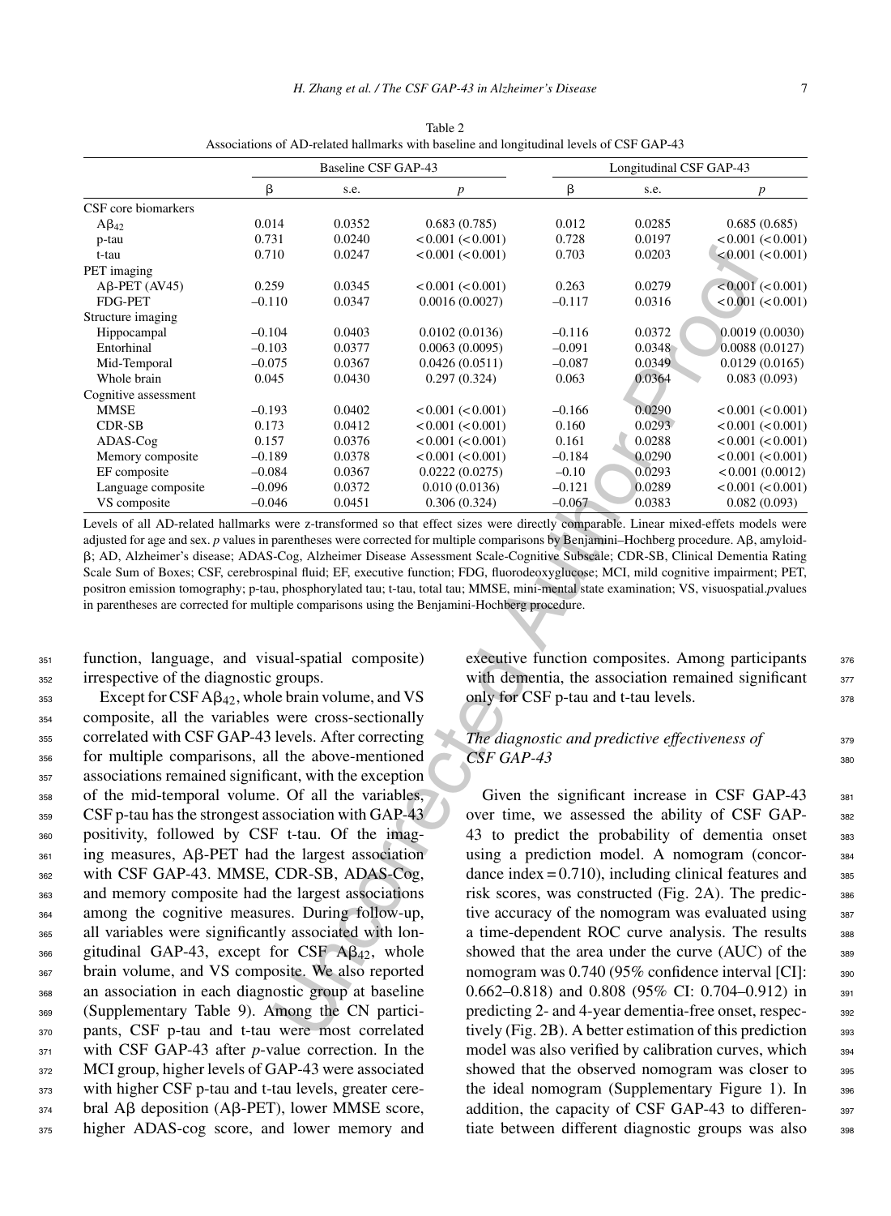Table 2
Associations of AD-related hallmarks with baseline and longitudinal levels of CSF GAP-43

| | Baseline CSF GAP-43 | | | Longitudinal CSF GAP-43 | | |
|---|---|---|---|---|---|---|
| | β | s.e. | *p* | β | s.e. | *p* |
| CSF core biomarkers | | | | | | |
| $A\beta_{42}$ | 0.014 | 0.0352 | 0.683 (0.785) | 0.012 | 0.0285 | 0.685 (0.685) |
| p-tau | 0.731 | 0.0240 | <0.001 (<0.001) | 0.728 | 0.0197 | <0.001 (<0.001) |
| t-tau | 0.710 | 0.0247 | <0.001 (<0.001) | 0.703 | 0.0203 | <0.001 (<0.001) |
| PET imaging | | | | | | |
| Aβ-PET (AV45) | 0.259 | 0.0345 | <0.001 (<0.001) | 0.263 | 0.0279 | <0.001 (<0.001) |
| FDG-PET | –0.110 | 0.0347 | 0.0016 (0.0027) | –0.117 | 0.0316 | <0.001 (<0.001) |
| Structure imaging | | | | | | |
| Hippocampal | –0.104 | 0.0403 | 0.0102 (0.0136) | –0.116 | 0.0372 | 0.0019 (0.0030) |
| Entorhinal | –0.103 | 0.0377 | 0.0063 (0.0095) | –0.091 | 0.0348 | 0.0088 (0.0127) |
| Mid-Temporal | –0.075 | 0.0367 | 0.0426 (0.0511) | –0.087 | 0.0349 | 0.0129 (0.0165) |
| Whole brain | 0.045 | 0.0430 | 0.297 (0.324) | 0.063 | 0.0364 | 0.083 (0.093) |
| Cognitive assessment | | | | | | |
| MMSE | –0.193 | 0.0402 | <0.001 (<0.001) | –0.166 | 0.0290 | <0.001 (<0.001) |
| CDR-SB | 0.173 | 0.0412 | <0.001 (<0.001) | 0.160 | 0.0293 | <0.001 (<0.001) |
| ADAS-Cog | 0.157 | 0.0376 | <0.001 (<0.001) | 0.161 | 0.0288 | <0.001 (<0.001) |
| Memory composite | –0.189 | 0.0378 | <0.001 (<0.001) | –0.184 | 0.0290 | <0.001 (<0.001) |
| EF composite | –0.084 | 0.0367 | 0.0222 (0.0275) | –0.10 | 0.0293 | <0.001 (0.0012) |
| Language composite | –0.096 | 0.0372 | 0.010 (0.0136) | –0.121 | 0.0289 | <0.001 (<0.001) |
| VS composite | –0.046 | 0.0451 | 0.306 (0.324) | –0.067 | 0.0383 | 0.082 (0.093) |

Levels of all AD-related hallmarks were z-transformed so that effect sizes were directly comparable. Linear mixed-effets models were adjusted for age and sex. *p* values in parentheses were corrected for multiple comparisons by Benjamini–Hochberg procedure. Aβ, amyloid-β; AD, Alzheimer's disease; ADAS-Cog, Alzheimer Disease Assessment Scale-Cognitive Subscale; CDR-SB, Clinical Dementia Rating Scale Sum of Boxes; CSF, cerebrospinal fluid; EF, executive function; FDG, fluorodeoxyglucose; MCI, mild cognitive impairment; PET, positron emission tomography; p-tau, phosphorylated tau; t-tau, total tau; MMSE, mini-mental state examination; VS, visuospatial.*p*values in parentheses are corrected for multiple comparisons using the Benjamini-Hochberg procedure.

function, language, and visual-spatial composite) irrespective of the diagnostic groups.

Except for CSF $A\beta_{42}$, whole brain volume, and VS composite, all the variables were cross-sectionally correlated with CSF GAP-43 levels. After correcting for multiple comparisons, all the above-mentioned associations remained significant, with the exception of the mid-temporal volume. Of all the variables, CSF p-tau has the strongest association with GAP-43 positivity, followed by CSF t-tau. Of the imaging measures, Aβ-PET had the largest association with CSF GAP-43. MMSE, CDR-SB, ADAS-Cog, and memory composite had the largest associations among the cognitive measures. During follow-up, all variables were significantly associated with longitudinal GAP-43, except for CSF $A\beta_{42}$, whole brain volume, and VS composite. We also reported an association in each diagnostic group at baseline (Supplementary Table 9). Among the CN participants, CSF p-tau and t-tau were most correlated with CSF GAP-43 after *p*-value correction. In the MCI group, higher levels of GAP-43 were associated with higher CSF p-tau and t-tau levels, greater cerebral Aβ deposition (Aβ-PET), lower MMSE score, higher ADAS-cog score, and lower memory and executive function composites. Among participants with dementia, the association remained significant only for CSF p-tau and t-tau levels.

### *The diagnostic and predictive effectiveness of CSF GAP-43*

Given the significant increase in CSF GAP-43 over time, we assessed the ability of CSF GAP-43 to predict the probability of dementia onset using a prediction model. A nomogram (concordance index = 0.710), including clinical features and risk scores, was constructed (Fig. 2A). The predictive accuracy of the nomogram was evaluated using a time-dependent ROC curve analysis. The results showed that the area under the curve (AUC) of the nomogram was 0.740 (95% confidence interval [CI]: 0.662–0.818) and 0.808 (95% CI: 0.704–0.912) in predicting 2- and 4-year dementia-free onset, respectively (Fig. 2B). A better estimation of this prediction model was also verified by calibration curves, which showed that the observed nomogram was closer to the ideal nomogram (Supplementary Figure 1). In addition, the capacity of CSF GAP-43 to differentiate between different diagnostic groups was also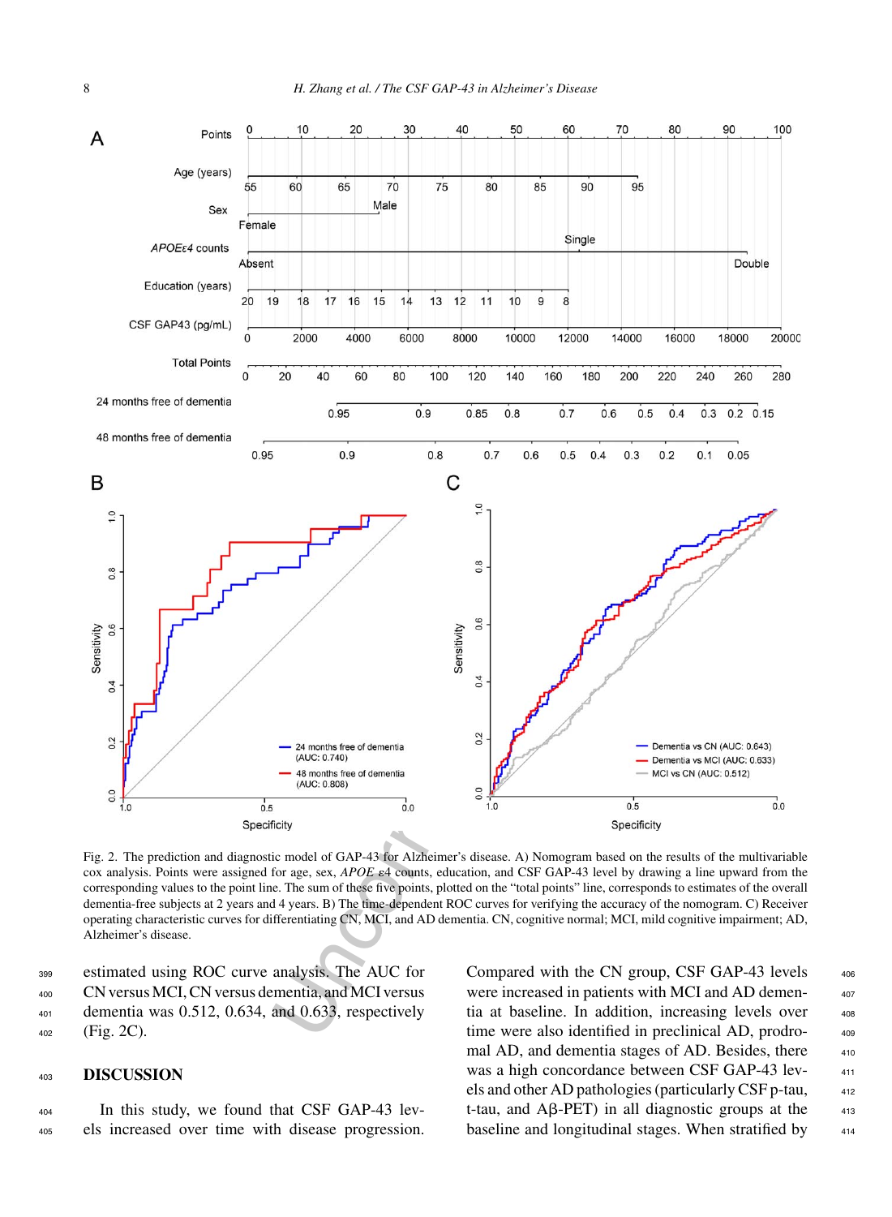Fig. 2. The prediction and diagnostic model of GAP-43 for Alzheimer's disease. A) Nomogram based on the results of the multivariable cox analysis. Points were assigned for age, sex, *APOE ε*4 counts, education, and CSF GAP-43 level by drawing a line upward from the corresponding values to the point line. The sum of these five points, plotted on the "total points" line, corresponds to estimates of the overall dementia-free subjects at 2 years and 4 years. B) The time-dependent ROC curves for verifying the accuracy of the nomogram. C) Receiver operating characteristic curves for differentiating CN, MCI, and AD dementia. CN, cognitive normal; MCI, mild cognitive impairment; AD, Alzheimer's disease.

estimated using ROC curve analysis. The AUC for CN versus MCI, CN versus dementia, and MCI versus dementia was 0.512, 0.634, and 0.633, respectively (Fig. 2C).

## DISCUSSION

In this study, we found that CSF GAP-43 levels increased over time with disease progression. Compared with the CN group, CSF GAP-43 levels were increased in patients with MCI and AD dementia at baseline. In addition, increasing levels over time were also identified in preclinical AD, prodromal AD, and dementia stages of AD. Besides, there was a high concordance between CSF GAP-43 levels and other AD pathologies (particularly CSF p-tau, t-tau, and Aβ-PET) in all diagnostic groups at the baseline and longitudinal stages. When stratified by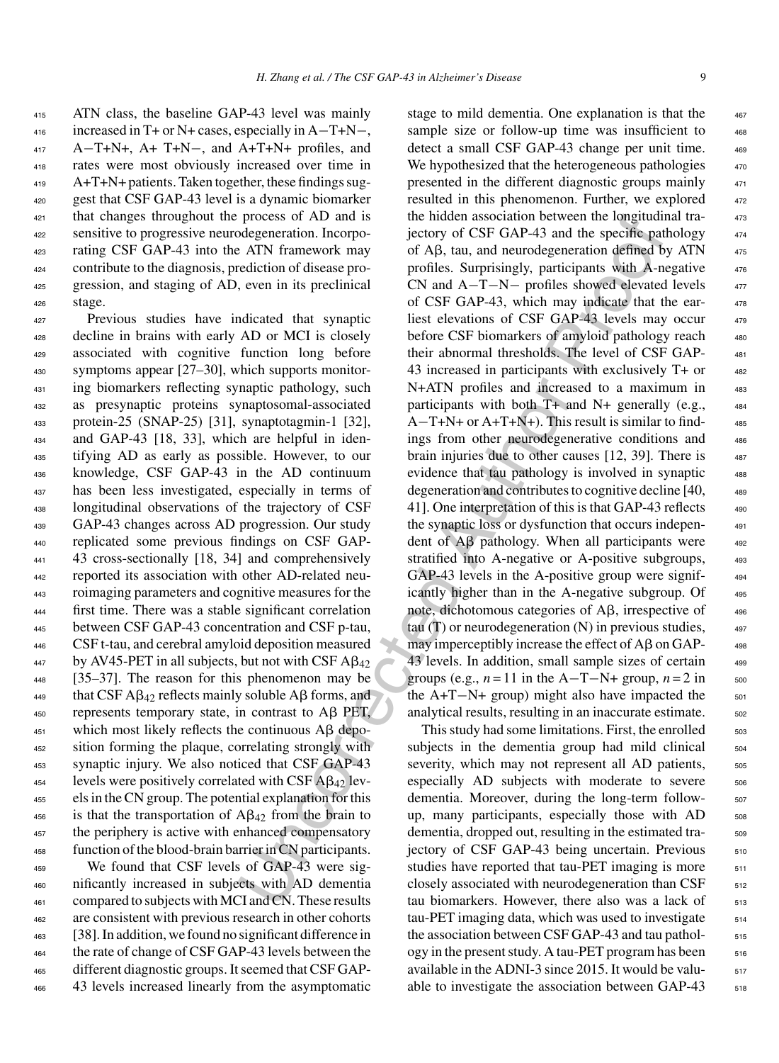ATN class, the baseline GAP-43 level was mainly increased in T+ or N+ cases, especially in A−T+N−, A−T+N+, A+ T+N−, and A+T+N+ profiles, and rates were most obviously increased over time in A+T+N+ patients. Taken together, these findings suggest that CSF GAP-43 level is a dynamic biomarker that changes throughout the process of AD and is sensitive to progressive neurodegeneration. Incorporating CSF GAP-43 into the ATN framework may contribute to the diagnosis, prediction of disease progression, and staging of AD, even in its preclinical stage.

Previous studies have indicated that synaptic decline in brains with early AD or MCI is closely associated with cognitive function long before symptoms appear [27–30], which supports monitoring biomarkers reflecting synaptic pathology, such as presynaptic proteins synaptosomal-associated protein-25 (SNAP-25) [31], synaptotagmin-1 [32], and GAP-43 [18, 33], which are helpful in identifying AD as early as possible. However, to our knowledge, CSF GAP-43 in the AD continuum has been less investigated, especially in terms of longitudinal observations of the trajectory of CSF GAP-43 changes across AD progression. Our study replicated some previous findings on CSF GAP-43 cross-sectionally [18, 34] and comprehensively reported its association with other AD-related neuroimaging parameters and cognitive measures for the first time. There was a stable significant correlation between CSF GAP-43 concentration and CSF p-tau, CSF t-tau, and cerebral amyloid deposition measured by AV45-PET in all subjects, but not with CSF $A\beta_{42}$ [35–37]. The reason for this phenomenon may be that CSF $A\beta_{42}$ reflects mainly soluble Aβ forms, and represents temporary state, in contrast to Aβ PET, which most likely reflects the continuous Aβ deposition forming the plaque, correlating strongly with synaptic injury. We also noticed that CSF GAP-43 levels were positively correlated with CSF $A\beta_{42}$ levels in the CN group. The potential explanation for this is that the transportation of $A\beta_{42}$ from the brain to the periphery is active with enhanced compensatory function of the blood-brain barrier in CN participants.

We found that CSF levels of GAP-43 were significantly increased in subjects with AD dementia compared to subjects with MCI and CN. These results are consistent with previous research in other cohorts [38]. In addition, we found no significant difference in the rate of change of CSF GAP-43 levels between the different diagnostic groups. It seemed that CSF GAP-43 levels increased linearly from the asymptomatic stage to mild dementia. One explanation is that the sample size or follow-up time was insufficient to detect a small CSF GAP-43 change per unit time. We hypothesized that the heterogeneous pathologies presented in the different diagnostic groups mainly resulted in this phenomenon. Further, we explored the hidden association between the longitudinal trajectory of CSF GAP-43 and the specific pathology of Aβ, tau, and neurodegeneration defined by ATN profiles. Surprisingly, participants with A-negative CN and A−T−N− profiles showed elevated levels of CSF GAP-43, which may indicate that the earliest elevations of CSF GAP-43 levels may occur before CSF biomarkers of amyloid pathology reach their abnormal thresholds. The level of CSF GAP-43 increased in participants with exclusively T+ or N+ATN profiles and increased to a maximum in participants with both T+ and N+ generally (e.g., A−T+N+ or A+T+N+). This result is similar to findings from other neurodegenerative conditions and brain injuries due to other causes [12, 39]. There is evidence that tau pathology is involved in synaptic degeneration and contributes to cognitive decline [40, 41]. One interpretation of this is that GAP-43 reflects the synaptic loss or dysfunction that occurs independent of Aβ pathology. When all participants were stratified into A-negative or A-positive subgroups, GAP-43 levels in the A-positive group were significantly higher than in the A-negative subgroup. Of note, dichotomous categories of Aβ, irrespective of tau (T) or neurodegeneration (N) in previous studies, may imperceptibly increase the effect of Aβ on GAP-43 levels. In addition, small sample sizes of certain groups (e.g., $n = 11$ in the A−T−N+ group, $n = 2$ in the A+T−N+ group) might also have impacted the analytical results, resulting in an inaccurate estimate.

This study had some limitations. First, the enrolled subjects in the dementia group had mild clinical severity, which may not represent all AD patients, especially AD subjects with moderate to severe dementia. Moreover, during the long-term follow-up, many participants, especially those with AD dementia, dropped out, resulting in the estimated trajectory of CSF GAP-43 being uncertain. Previous studies have reported that tau-PET imaging is more closely associated with neurodegeneration than CSF tau biomarkers. However, there also was a lack of tau-PET imaging data, which was used to investigate the association between CSF GAP-43 and tau pathology in the present study. A tau-PET program has been available in the ADNI-3 since 2015. It would be valuable to investigate the association between GAP-43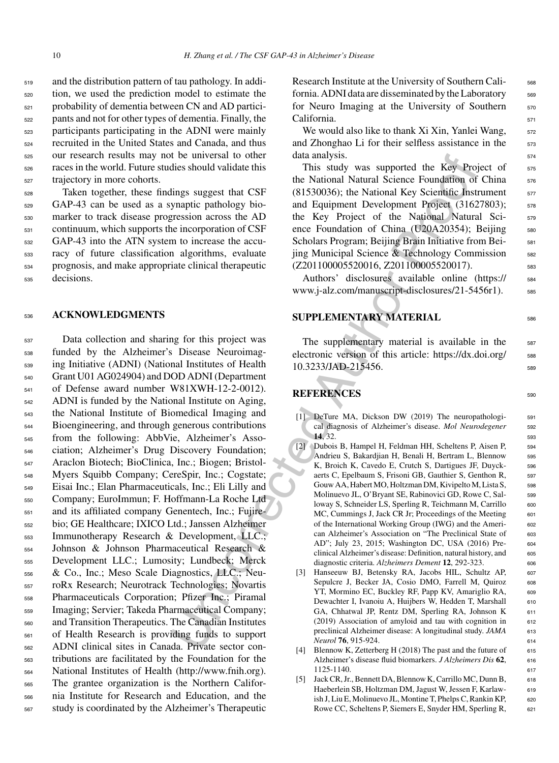and the distribution pattern of tau pathology. In addition, we used the prediction model to estimate the probability of dementia between CN and AD participants and not for other types of dementia. Finally, the participants participating in the ADNI were mainly recruited in the United States and Canada, and thus our research results may not be universal to other races in the world. Future studies should validate this trajectory in more cohorts.

Taken together, these findings suggest that CSF GAP-43 can be used as a synaptic pathology biomarker to track disease progression across the AD continuum, which supports the incorporation of CSF GAP-43 into the ATN system to increase the accuracy of future classification algorithms, evaluate prognosis, and make appropriate clinical therapeutic decisions.

## ACKNOWLEDGMENTS

Data collection and sharing for this project was funded by the Alzheimer's Disease Neuroimaging Initiative (ADNI) (National Institutes of Health Grant U01 AG024904) and DOD ADNI (Department of Defense award number W81XWH-12-2-0012). ADNI is funded by the National Institute on Aging, the National Institute of Biomedical Imaging and Bioengineering, and through generous contributions from the following: AbbVie, Alzheimer's Association; Alzheimer's Drug Discovery Foundation; Araclon Biotech; BioClinica, Inc.; Biogen; Bristol-Myers Squibb Company; CereSpir, Inc.; Cogstate; Eisai Inc.; Elan Pharmaceuticals, Inc.; Eli Lilly and Company; EuroImmun; F. Hoffmann-La Roche Ltd and its affiliated company Genentech, Inc.; Fujirebio; GE Healthcare; IXICO Ltd.; Janssen Alzheimer Immunotherapy Research & Development, LLC.; Johnson & Johnson Pharmaceutical Research & Development LLC.; Lumosity; Lundbeck; Merck & Co., Inc.; Meso Scale Diagnostics, LLC.; NeuroRx Research; Neurotrack Technologies; Novartis Pharmaceuticals Corporation; Pfizer Inc.; Piramal Imaging; Servier; Takeda Pharmaceutical Company; and Transition Therapeutics. The Canadian Institutes of Health Research is providing funds to support ADNI clinical sites in Canada. Private sector contributions are facilitated by the Foundation for the National Institutes of Health (http://www.fnih.org). The grantee organization is the Northern California Institute for Research and Education, and the study is coordinated by the Alzheimer's Therapeutic Research Institute at the University of Southern California. ADNI data are disseminated by the Laboratory for Neuro Imaging at the University of Southern California.

We would also like to thank Xi Xin, Yanlei Wang, and Zhonghao Li for their selfless assistance in the data analysis.

This study was supported the Key Project of the National Natural Science Foundation of China (81530036); the National Key Scientific Instrument and Equipment Development Project (31627803); the Key Project of the National Natural Science Foundation of China (U20A20354); Beijing Scholars Program; Beijing Brain Initiative from Beijing Municipal Science & Technology Commission (Z201100005520016, Z201100005520017).

Authors' disclosures available online (https://www.j-alz.com/manuscript-disclosures/21-5456r1).

## SUPPLEMENTARY MATERIAL

The supplementary material is available in the electronic version of this article: https://dx.doi.org/10.3233/JAD-215456.

## REFERENCES

[1] DeTure MA, Dickson DW (2019) The neuropathological diagnosis of Alzheimer's disease. *Mol Neurodegener* **14**, 32.

[2] Dubois B, Hampel H, Feldman HH, Scheltens P, Aisen P, Andrieu S, Bakardjian H, Benali H, Bertram L, Blennow K, Broich K, Cavedo E, Crutch S, Dartigues JF, Duyckaerts C, Epelbaum S, Frisoni GB, Gauthier S, Genthon R, Gouw AA, Habert MO, Holtzman DM, Kivipelto M, Lista S, Molinuevo JL, O'Bryant SE, Rabinovici GD, Rowe C, Salloway S, Schneider LS, Sperling R, Teichmann M, Carrillo MC, Cummings J, Jack CR Jr; Proceedings of the Meeting of the International Working Group (IWG) and the American Alzheimer's Association on "The Preclinical State of AD"; July 23, 2015; Washington DC, USA (2016) Preclinical Alzheimer's disease: Definition, natural history, and diagnostic criteria. *Alzheimers Dement* **12**, 292-323.

[3] Hanseeuw BJ, Betensky RA, Jacobs HIL, Schultz AP, Sepulcre J, Becker JA, Cosio DMO, Farrell M, Quiroz YT, Mormino EC, Buckley RF, Papp KV, Amariglio RA, Dewachter I, Ivanoiu A, Huijbers W, Hedden T, Marshall GA, Chhatwal JP, Rentz DM, Sperling RA, Johnson K (2019) Association of amyloid and tau with cognition in preclinical Alzheimer disease: A longitudinal study. *JAMA Neurol* **76**, 915-924.

[4] Blennow K, Zetterberg H (2018) The past and the future of Alzheimer's disease fluid biomarkers. *J Alzheimers Dis* **62**, 1125-1140.

[5] Jack CR, Jr., Bennett DA, Blennow K, Carrillo MC, Dunn B, Haeberlein SB, Holtzman DM, Jagust W, Jessen F, Karlawish J, Liu E, Molinuevo JL, Montine T, Phelps C, Rankin KP, Rowe CC, Scheltens P, Siemers E, Snyder HM, Sperling R,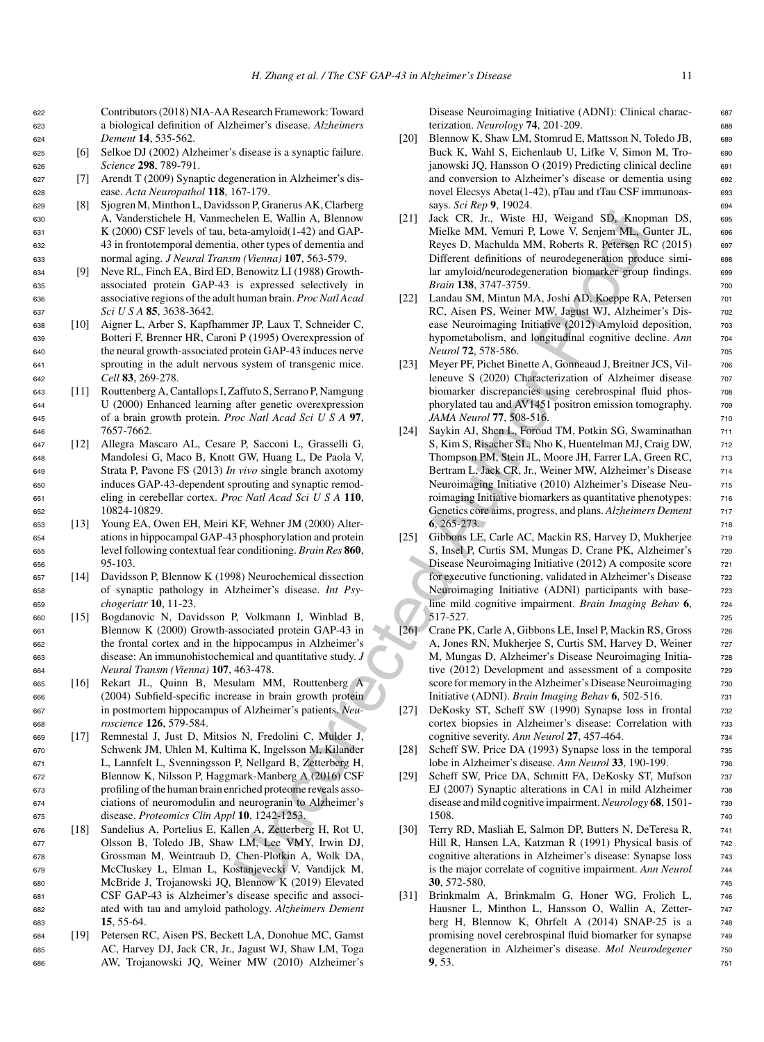Contributors (2018) NIA-AA Research Framework: Toward a biological definition of Alzheimer's disease. *Alzheimers Dement* **14**, 535-562.

[6] Selkoe DJ (2002) Alzheimer's disease is a synaptic failure. *Science* **298**, 789-791.

[7] Arendt T (2009) Synaptic degeneration in Alzheimer's disease. *Acta Neuropathol* **118**, 167-179.

[8] Sjogren M, Minthon L, Davidsson P, Granerus AK, Clarberg A, Vanderstichele H, Vanmechelen E, Wallin A, Blennow K (2000) CSF levels of tau, beta-amyloid(1-42) and GAP-43 in frontotemporal dementia, other types of dementia and normal aging. *J Neural Transm (Vienna)* **107**, 563-579.

[9] Neve RL, Finch EA, Bird ED, Benowitz LI (1988) Growth-associated protein GAP-43 is expressed selectively in associative regions of the adult human brain. *Proc Natl Acad Sci U S A* **85**, 3638-3642.

[10] Aigner L, Arber S, Kapfhammer JP, Laux T, Schneider C, Botteri F, Brenner HR, Caroni P (1995) Overexpression of the neural growth-associated protein GAP-43 induces nerve sprouting in the adult nervous system of transgenic mice. *Cell* **83**, 269-278.

[11] Routtenberg A, Cantallops I, Zaffuto S, Serrano P, Namgung U (2000) Enhanced learning after genetic overexpression of a brain growth protein. *Proc Natl Acad Sci U S A* **97**, 7657-7662.

[12] Allegra Mascaro AL, Cesare P, Sacconi L, Grasselli G, Mandolesi G, Maco B, Knott GW, Huang L, De Paola V, Strata P, Pavone FS (2013) *In vivo* single branch axotomy induces GAP-43-dependent sprouting and synaptic remodeling in cerebellar cortex. *Proc Natl Acad Sci U S A* **110**, 10824-10829.

[13] Young EA, Owen EH, Meiri KF, Wehner JM (2000) Alterations in hippocampal GAP-43 phosphorylation and protein level following contextual fear conditioning. *Brain Res* **860**, 95-103.

[14] Davidsson P, Blennow K (1998) Neurochemical dissection of synaptic pathology in Alzheimer's disease. *Int Psychogeriatr* **10**, 11-23.

[15] Bogdanovic N, Davidsson P, Volkmann I, Winblad B, Blennow K (2000) Growth-associated protein GAP-43 in the frontal cortex and in the hippocampus in Alzheimer's disease: An immunohistochemical and quantitative study. *J Neural Transm (Vienna)* **107**, 463-478.

[16] Rekart JL, Quinn B, Mesulam MM, Routtenberg A (2004) Subfield-specific increase in brain growth protein in postmortem hippocampus of Alzheimer's patients. *Neuroscience* **126**, 579-584.

[17] Remnestal J, Just D, Mitsios N, Fredolini C, Mulder J, Schwenk JM, Uhlen M, Kultima K, Ingelsson M, Kilander L, Lannfelt L, Svenningsson P, Nellgard B, Zetterberg H, Blennow K, Nilsson P, Haggmark-Manberg A (2016) CSF profiling of the human brain enriched proteome reveals associations of neuromodulin and neurogranin to Alzheimer's disease. *Proteomics Clin Appl* **10**, 1242-1253.

[18] Sandelius A, Portelius E, Kallen A, Zetterberg H, Rot U, Olsson B, Toledo JB, Shaw LM, Lee VMY, Irwin DJ, Grossman M, Weintraub D, Chen-Plotkin A, Wolk DA, McCluskey L, Elman L, Kostanjevecki V, Vandijck M, McBride J, Trojanowski JQ, Blennow K (2019) Elevated CSF GAP-43 is Alzheimer's disease specific and associated with tau and amyloid pathology. *Alzheimers Dement* **15**, 55-64.

[19] Petersen RC, Aisen PS, Beckett LA, Donohue MC, Gamst AC, Harvey DJ, Jack CR, Jr., Jagust WJ, Shaw LM, Toga AW, Trojanowski JQ, Weiner MW (2010) Alzheimer's Disease Neuroimaging Initiative (ADNI): Clinical characterization. *Neurology* **74**, 201-209.

[20] Blennow K, Shaw LM, Stomrud E, Mattsson N, Toledo JB, Buck K, Wahl S, Eichenlaub U, Lifke V, Simon M, Trojanowski JQ, Hansson O (2019) Predicting clinical decline and conversion to Alzheimer's disease or dementia using novel Elecsys Abeta(1-42), pTau and tTau CSF immunoassays. *Sci Rep* **9**, 19024.

[21] Jack CR, Jr., Wiste HJ, Weigand SD, Knopman DS, Mielke MM, Vemuri P, Lowe V, Senjem ML, Gunter JL, Reyes D, Machulda MM, Roberts R, Petersen RC (2015) Different definitions of neurodegeneration produce similar amyloid/neurodegeneration biomarker group findings. *Brain* **138**, 3747-3759.

[22] Landau SM, Mintun MA, Joshi AD, Koeppe RA, Petersen RC, Aisen PS, Weiner MW, Jagust WJ, Alzheimer's Disease Neuroimaging Initiative (2012) Amyloid deposition, hypometabolism, and longitudinal cognitive decline. *Ann Neurol* **72**, 578-586.

[23] Meyer PF, Pichet Binette A, Gonneaud J, Breitner JCS, Villeneuve S (2020) Characterization of Alzheimer disease biomarker discrepancies using cerebrospinal fluid phosphorylated tau and AV1451 positron emission tomography. *JAMA Neurol* **77**, 508-516.

[24] Saykin AJ, Shen L, Foroud TM, Potkin SG, Swaminathan S, Kim S, Risacher SL, Nho K, Huentelman MJ, Craig DW, Thompson PM, Stein JL, Moore JH, Farrer LA, Green RC, Bertram L, Jack CR, Jr., Weiner MW, Alzheimer's Disease Neuroimaging Initiative (2010) Alzheimer's Disease Neuroimaging Initiative biomarkers as quantitative phenotypes: Genetics core aims, progress, and plans. *Alzheimers Dement* **6**, 265-273.

[25] Gibbons LE, Carle AC, Mackin RS, Harvey D, Mukherjee S, Insel P, Curtis SM, Mungas D, Crane PK, Alzheimer's Disease Neuroimaging Initiative (2012) A composite score for executive functioning, validated in Alzheimer's Disease Neuroimaging Initiative (ADNI) participants with baseline mild cognitive impairment. *Brain Imaging Behav* **6**, 517-527.

[26] Crane PK, Carle A, Gibbons LE, Insel P, Mackin RS, Gross A, Jones RN, Mukherjee S, Curtis SM, Harvey D, Weiner M, Mungas D, Alzheimer's Disease Neuroimaging Initiative (2012) Development and assessment of a composite score for memory in the Alzheimer's Disease Neuroimaging Initiative (ADNI). *Brain Imaging Behav* **6**, 502-516.

[27] DeKosky ST, Scheff SW (1990) Synapse loss in frontal cortex biopsies in Alzheimer's disease: Correlation with cognitive severity. *Ann Neurol* **27**, 457-464.

[28] Scheff SW, Price DA (1993) Synapse loss in the temporal lobe in Alzheimer's disease. *Ann Neurol* **33**, 190-199.

[29] Scheff SW, Price DA, Schmitt FA, DeKosky ST, Mufson EJ (2007) Synaptic alterations in CA1 in mild Alzheimer disease and mild cognitive impairment. *Neurology* **68**, 1501-1508.

[30] Terry RD, Masliah E, Salmon DP, Butters N, DeTeresa R, Hill R, Hansen LA, Katzman R (1991) Physical basis of cognitive alterations in Alzheimer's disease: Synapse loss is the major correlate of cognitive impairment. *Ann Neurol* **30**, 572-580.

[31] Brinkmalm A, Brinkmalm G, Honer WG, Frolich L, Hausner L, Minthon L, Hansson O, Wallin A, Zetterberg H, Blennow K, Ohrfelt A (2014) SNAP-25 is a promising novel cerebrospinal fluid biomarker for synapse degeneration in Alzheimer's disease. *Mol Neurodegener* **9**, 53.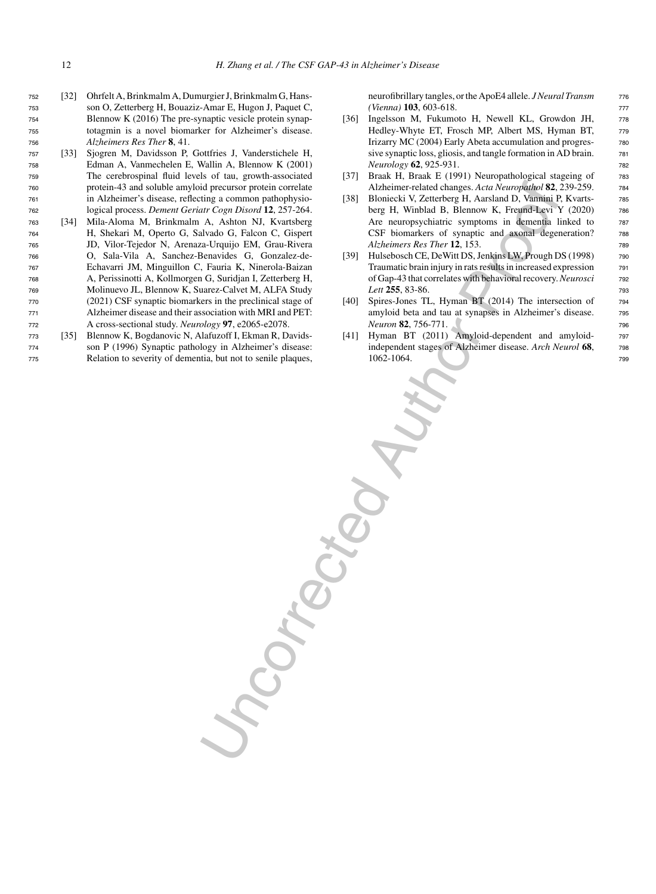[32] Ohrfelt A, Brinkmalm A, Dumurgier J, Brinkmalm G, Hansson O, Zetterberg H, Bouaziz-Amar E, Hugon J, Paquet C, Blennow K (2016) The pre-synaptic vesicle protein synaptotagmin is a novel biomarker for Alzheimer's disease. *Alzheimers Res Ther* **8**, 41.

[33] Sjogren M, Davidsson P, Gottfries J, Vanderstichele H, Edman A, Vanmechelen E, Wallin A, Blennow K (2001) The cerebrospinal fluid levels of tau, growth-associated protein-43 and soluble amyloid precursor protein correlate in Alzheimer's disease, reflecting a common pathophysiological process. *Dement Geriatr Cogn Disord* **12**, 257-264.

[34] Mila-Aloma M, Brinkmalm A, Ashton NJ, Kvartsberg H, Shekari M, Operto G, Salvado G, Falcon C, Gispert JD, Vilor-Tejedor N, Arenaza-Urquijo EM, Grau-Rivera O, Sala-Vila A, Sanchez-Benavides G, Gonzalez-de-Echavarri JM, Minguillon C, Fauria K, Ninerola-Baizan A, Perissinotti A, Kollmorgen G, Suridjan I, Zetterberg H, Molinuevo JL, Blennow K, Suarez-Calvet M, ALFA Study (2021) CSF synaptic biomarkers in the preclinical stage of Alzheimer disease and their association with MRI and PET: A cross-sectional study. *Neurology* **97**, e2065-e2078.

[35] Blennow K, Bogdanovic N, Alafuzoff I, Ekman R, Davidsson P (1996) Synaptic pathology in Alzheimer's disease: Relation to severity of dementia, but not to senile plaques, neurofibrillary tangles, or the ApoE4 allele. *J Neural Transm (Vienna)* **103**, 603-618.

[36] Ingelsson M, Fukumoto H, Newell KL, Growdon JH, Hedley-Whyte ET, Frosch MP, Albert MS, Hyman BT, Irizarry MC (2004) Early Abeta accumulation and progressive synaptic loss, gliosis, and tangle formation in AD brain. *Neurology* **62**, 925-931.

[37] Braak H, Braak E (1991) Neuropathological stageing of Alzheimer-related changes. *Acta Neuropathol* **82**, 239-259.

[38] Bloniecki V, Zetterberg H, Aarsland D, Vannini P, Kvartsberg H, Winblad B, Blennow K, Freund-Levi Y (2020) Are neuropsychiatric symptoms in dementia linked to CSF biomarkers of synaptic and axonal degeneration? *Alzheimers Res Ther* **12**, 153.

[39] Hulsebosch CE, DeWitt DS, Jenkins LW, Prough DS (1998) Traumatic brain injury in rats results in increased expression of Gap-43 that correlates with behavioral recovery. *Neurosci Lett* **255**, 83-86.

[40] Spires-Jones TL, Hyman BT (2014) The intersection of amyloid beta and tau at synapses in Alzheimer's disease. *Neuron* **82**, 756-771.

[41] Hyman BT (2011) Amyloid-dependent and amyloid-independent stages of Alzheimer disease. *Arch Neurol* **68**, 1062-1064.